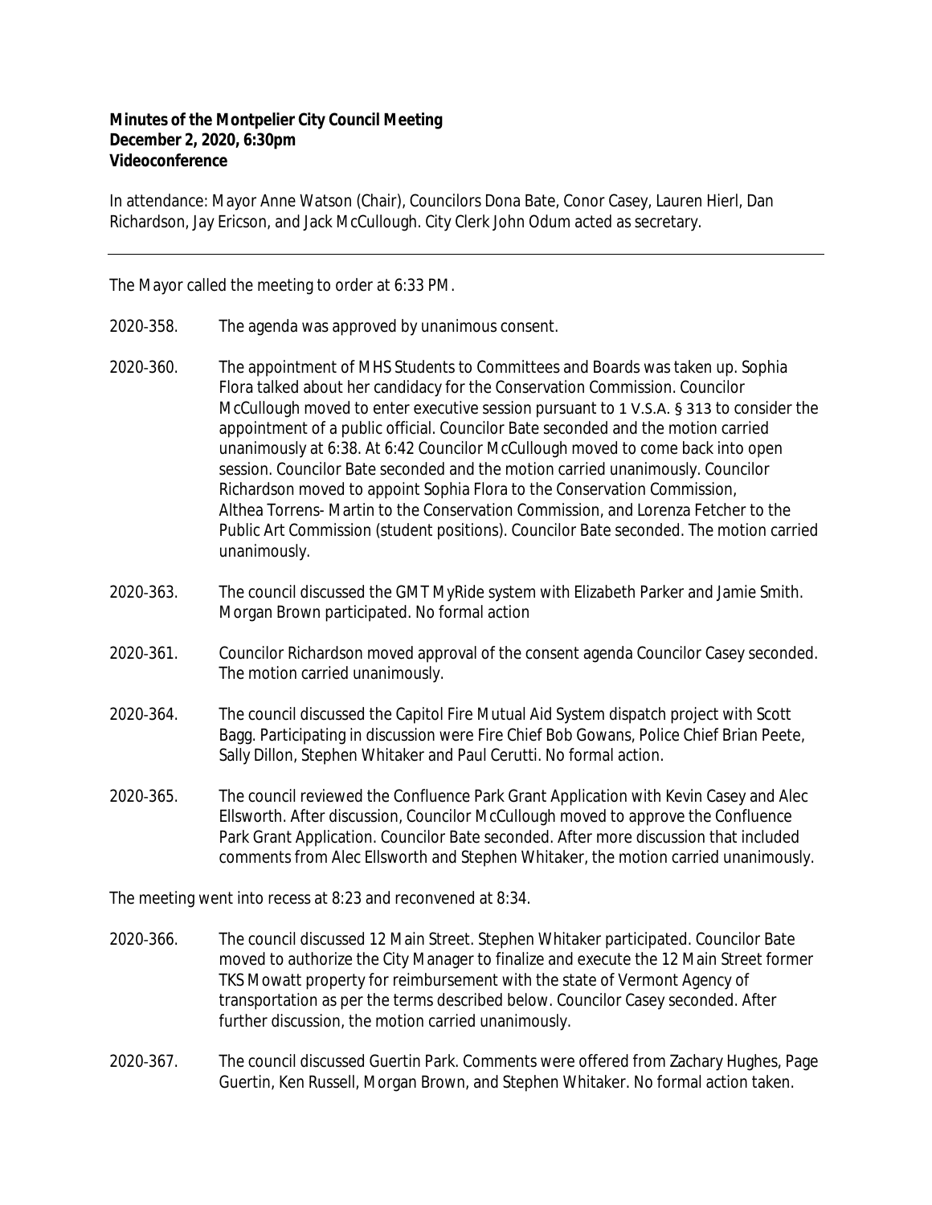**Minutes of the Montpelier City Council Meeting**
**December 2, 2020, 6:30pm**
**Videoconference**

In attendance: Mayor Anne Watson (Chair), Councilors Dona Bate, Conor Casey, Lauren Hierl, Dan Richardson, Jay Ericson, and Jack McCullough. City Clerk John Odum acted as secretary.

---

The Mayor called the meeting to order at 6:33 PM.

2020-358. The agenda was approved by unanimous consent.

2020-360. The appointment of MHS Students to Committees and Boards was taken up. Sophia Flora talked about her candidacy for the Conservation Commission. Councilor McCullough moved to enter executive session pursuant to 1 V.S.A. § 313 to consider the appointment of a public official. Councilor Bate seconded and the motion carried unanimously at 6:38. At 6:42 Councilor McCullough moved to come back into open session. Councilor Bate seconded and the motion carried unanimously. Councilor Richardson moved to appoint Sophia Flora to the Conservation Commission, Althea Torrens- Martin to the Conservation Commission, and Lorenza Fetcher to the Public Art Commission (student positions). Councilor Bate seconded. The motion carried unanimously.

2020-363. The council discussed the GMT MyRide system with Elizabeth Parker and Jamie Smith. Morgan Brown participated. No formal action

2020-361. Councilor Richardson moved approval of the consent agenda Councilor Casey seconded. The motion carried unanimously.

2020-364. The council discussed the Capitol Fire Mutual Aid System dispatch project with Scott Bagg. Participating in discussion were Fire Chief Bob Gowans, Police Chief Brian Peete, Sally Dillon, Stephen Whitaker and Paul Cerutti. No formal action.

2020-365. The council reviewed the Confluence Park Grant Application with Kevin Casey and Alec Ellsworth. After discussion, Councilor McCullough moved to approve the Confluence Park Grant Application. Councilor Bate seconded. After more discussion that included comments from Alec Ellsworth and Stephen Whitaker, the motion carried unanimously.

The meeting went into recess at 8:23 and reconvened at 8:34.

2020-366. The council discussed 12 Main Street. Stephen Whitaker participated. Councilor Bate moved to authorize the City Manager to finalize and execute the 12 Main Street former TKS Mowatt property for reimbursement with the state of Vermont Agency of transportation as per the terms described below. Councilor Casey seconded. After further discussion, the motion carried unanimously.

2020-367. The council discussed Guertin Park. Comments were offered from Zachary Hughes, Page Guertin, Ken Russell, Morgan Brown, and Stephen Whitaker. No formal action taken.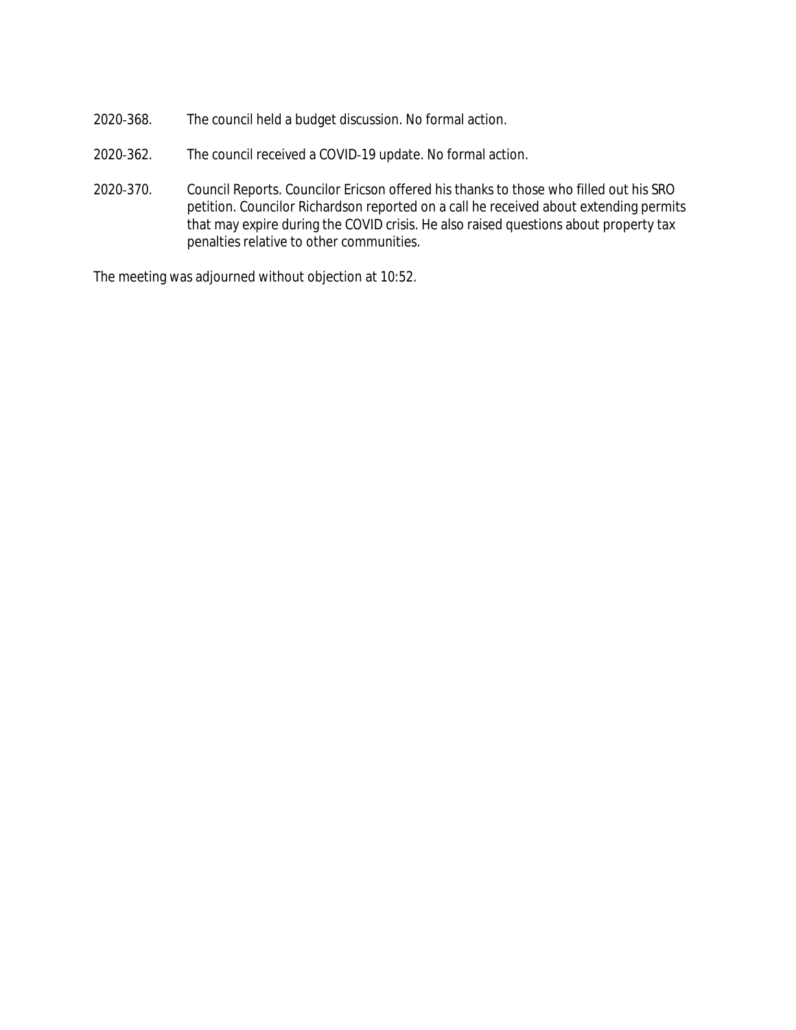2020-368. The council held a budget discussion. No formal action.

2020-362. The council received a COVID-19 update. No formal action.

2020-370. Council Reports. Councilor Ericson offered his thanks to those who filled out his SRO petition. Councilor Richardson reported on a call he received about extending permits that may expire during the COVID crisis. He also raised questions about property tax penalties relative to other communities.

The meeting was adjourned without objection at 10:52.